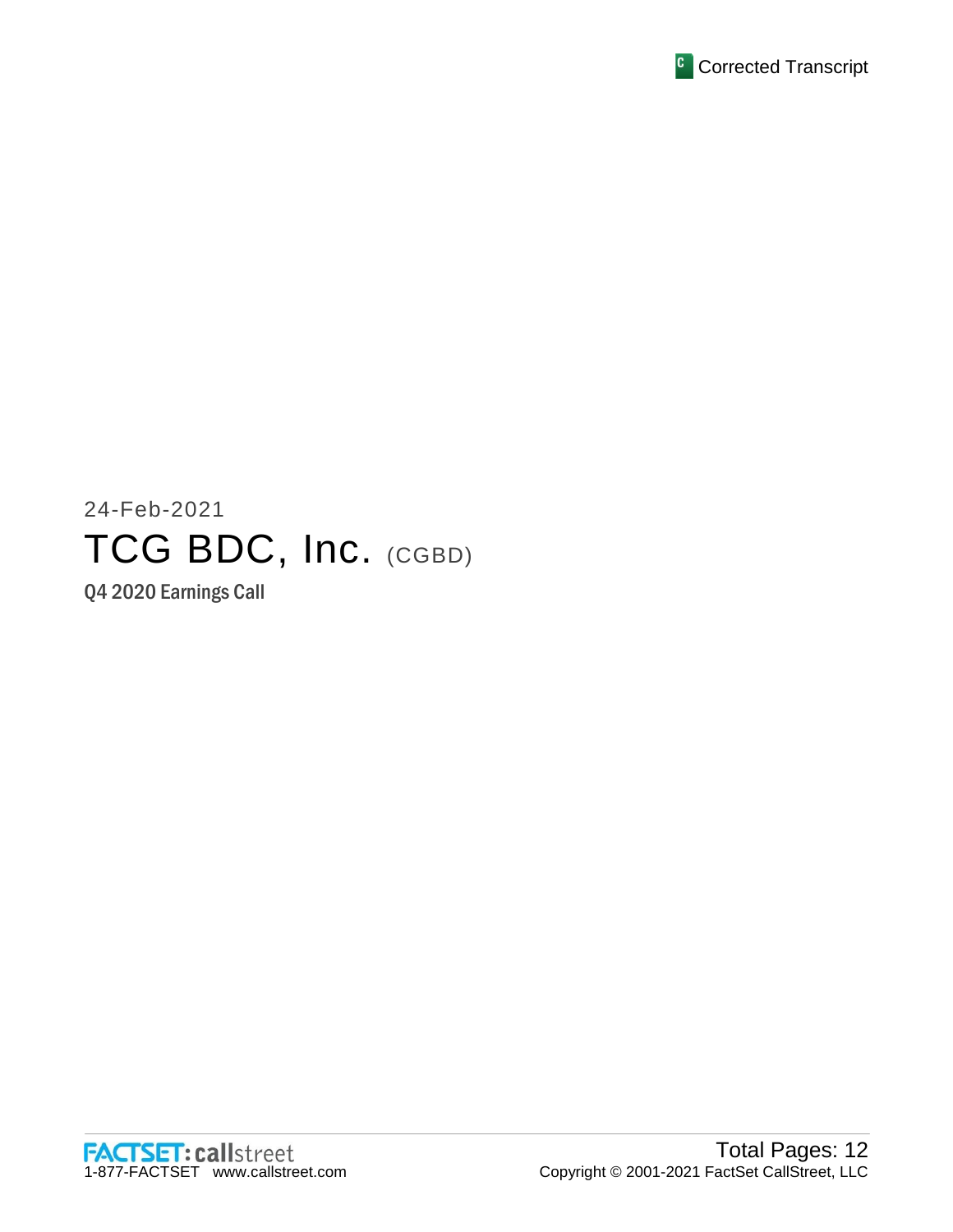Corrected Transcript

24-Feb-2021

# TCG BDC, Inc. (CGBD)

Q4 2020 Earnings Call

FACTSET: callstreet
1-877-FACTSET www.callstreet.com

Total Pages: 12
Copyright © 2001-2021 FactSet CallStreet, LLC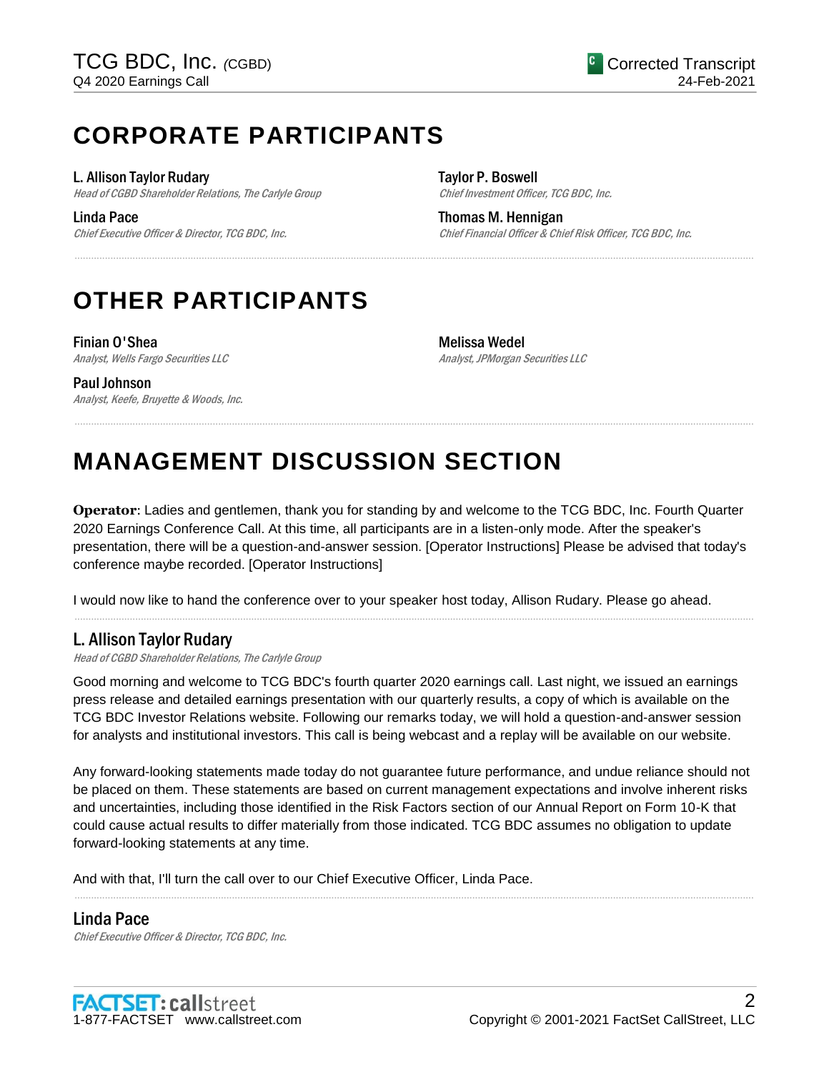# CORPORATE PARTICIPANTS

**L. Allison Taylor Rudary**
*Head of CGBD Shareholder Relations, The Carlyle Group*

**Linda Pace**
*Chief Executive Officer & Director, TCG BDC, Inc.*

**Taylor P. Boswell**
*Chief Investment Officer, TCG BDC, Inc.*

**Thomas M. Hennigan**
*Chief Financial Officer & Chief Risk Officer, TCG BDC, Inc.*

# OTHER PARTICIPANTS

**Finian O'Shea**
*Analyst, Wells Fargo Securities LLC*

**Paul Johnson**
*Analyst, Keefe, Bruyette & Woods, Inc.*

**Melissa Wedel**
*Analyst, JPMorgan Securities LLC*

# MANAGEMENT DISCUSSION SECTION

**Operator**: Ladies and gentlemen, thank you for standing by and welcome to the TCG BDC, Inc. Fourth Quarter 2020 Earnings Conference Call. At this time, all participants are in a listen-only mode. After the speaker's presentation, there will be a question-and-answer session. [Operator Instructions] Please be advised that today's conference maybe recorded. [Operator Instructions]

I would now like to hand the conference over to your speaker host today, Allison Rudary. Please go ahead.

## L. Allison Taylor Rudary
*Head of CGBD Shareholder Relations, The Carlyle Group*

Good morning and welcome to TCG BDC's fourth quarter 2020 earnings call. Last night, we issued an earnings press release and detailed earnings presentation with our quarterly results, a copy of which is available on the TCG BDC Investor Relations website. Following our remarks today, we will hold a question-and-answer session for analysts and institutional investors. This call is being webcast and a replay will be available on our website.

Any forward-looking statements made today do not guarantee future performance, and undue reliance should not be placed on them. These statements are based on current management expectations and involve inherent risks and uncertainties, including those identified in the Risk Factors section of our Annual Report on Form 10-K that could cause actual results to differ materially from those indicated. TCG BDC assumes no obligation to update forward-looking statements at any time.

And with that, I'll turn the call over to our Chief Executive Officer, Linda Pace.

## Linda Pace
*Chief Executive Officer & Director, TCG BDC, Inc.*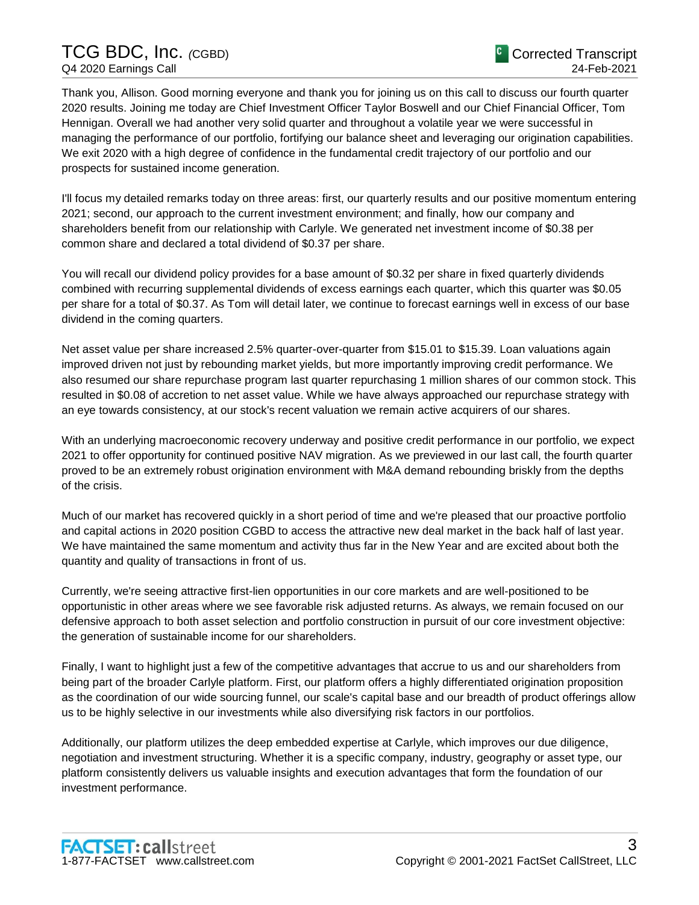Thank you, Allison. Good morning everyone and thank you for joining us on this call to discuss our fourth quarter 2020 results. Joining me today are Chief Investment Officer Taylor Boswell and our Chief Financial Officer, Tom Hennigan. Overall we had another very solid quarter and throughout a volatile year we were successful in managing the performance of our portfolio, fortifying our balance sheet and leveraging our origination capabilities. We exit 2020 with a high degree of confidence in the fundamental credit trajectory of our portfolio and our prospects for sustained income generation.

I'll focus my detailed remarks today on three areas: first, our quarterly results and our positive momentum entering 2021; second, our approach to the current investment environment; and finally, how our company and shareholders benefit from our relationship with Carlyle. We generated net investment income of $0.38 per common share and declared a total dividend of $0.37 per share.

You will recall our dividend policy provides for a base amount of $0.32 per share in fixed quarterly dividends combined with recurring supplemental dividends of excess earnings each quarter, which this quarter was $0.05 per share for a total of $0.37. As Tom will detail later, we continue to forecast earnings well in excess of our base dividend in the coming quarters.

Net asset value per share increased 2.5% quarter-over-quarter from $15.01 to $15.39. Loan valuations again improved driven not just by rebounding market yields, but more importantly improving credit performance. We also resumed our share repurchase program last quarter repurchasing 1 million shares of our common stock. This resulted in $0.08 of accretion to net asset value. While we have always approached our repurchase strategy with an eye towards consistency, at our stock's recent valuation we remain active acquirers of our shares.

With an underlying macroeconomic recovery underway and positive credit performance in our portfolio, we expect 2021 to offer opportunity for continued positive NAV migration. As we previewed in our last call, the fourth quarter proved to be an extremely robust origination environment with M&A demand rebounding briskly from the depths of the crisis.

Much of our market has recovered quickly in a short period of time and we're pleased that our proactive portfolio and capital actions in 2020 position CGBD to access the attractive new deal market in the back half of last year. We have maintained the same momentum and activity thus far in the New Year and are excited about both the quantity and quality of transactions in front of us.

Currently, we're seeing attractive first-lien opportunities in our core markets and are well-positioned to be opportunistic in other areas where we see favorable risk adjusted returns. As always, we remain focused on our defensive approach to both asset selection and portfolio construction in pursuit of our core investment objective: the generation of sustainable income for our shareholders.

Finally, I want to highlight just a few of the competitive advantages that accrue to us and our shareholders from being part of the broader Carlyle platform. First, our platform offers a highly differentiated origination proposition as the coordination of our wide sourcing funnel, our scale's capital base and our breadth of product offerings allow us to be highly selective in our investments while also diversifying risk factors in our portfolios.

Additionally, our platform utilizes the deep embedded expertise at Carlyle, which improves our due diligence, negotiation and investment structuring. Whether it is a specific company, industry, geography or asset type, our platform consistently delivers us valuable insights and execution advantages that form the foundation of our investment performance.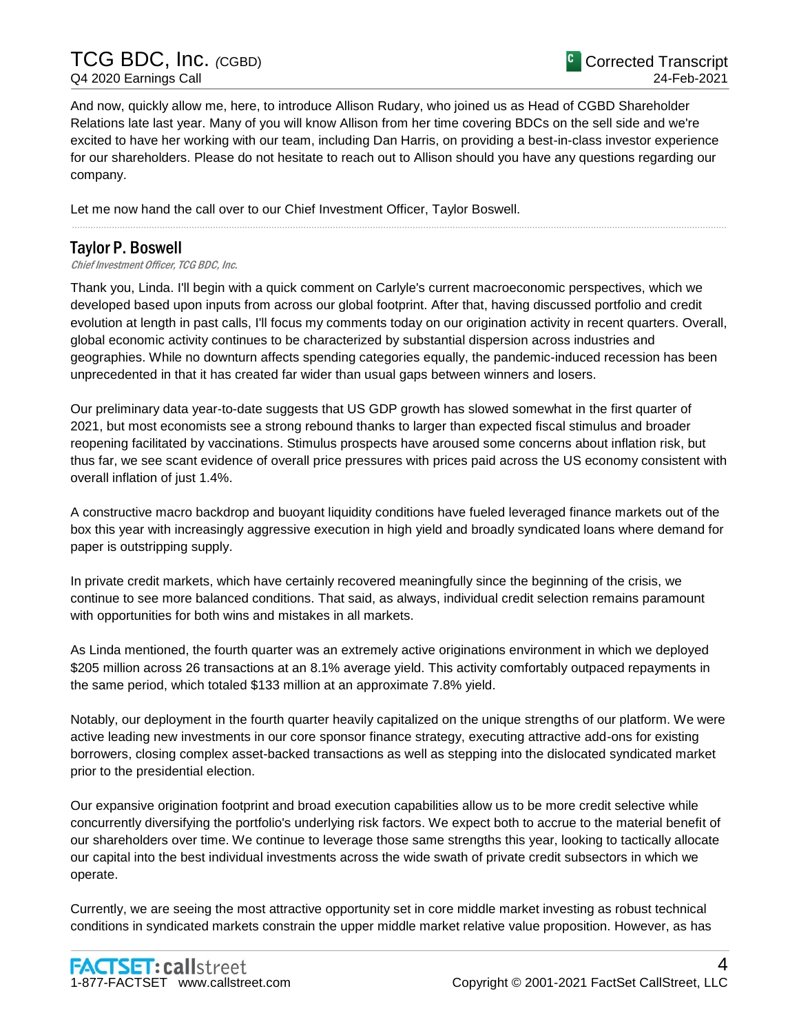And now, quickly allow me, here, to introduce Allison Rudary, who joined us as Head of CGBD Shareholder Relations late last year. Many of you will know Allison from her time covering BDCs on the sell side and we're excited to have her working with our team, including Dan Harris, on providing a best-in-class investor experience for our shareholders. Please do not hesitate to reach out to Allison should you have any questions regarding our company.

Let me now hand the call over to our Chief Investment Officer, Taylor Boswell.

---

**Taylor P. Boswell**

*Chief Investment Officer, TCG BDC, Inc.*

Thank you, Linda. I'll begin with a quick comment on Carlyle's current macroeconomic perspectives, which we developed based upon inputs from across our global footprint. After that, having discussed portfolio and credit evolution at length in past calls, I'll focus my comments today on our origination activity in recent quarters. Overall, global economic activity continues to be characterized by substantial dispersion across industries and geographies. While no downturn affects spending categories equally, the pandemic-induced recession has been unprecedented in that it has created far wider than usual gaps between winners and losers.

Our preliminary data year-to-date suggests that US GDP growth has slowed somewhat in the first quarter of 2021, but most economists see a strong rebound thanks to larger than expected fiscal stimulus and broader reopening facilitated by vaccinations. Stimulus prospects have aroused some concerns about inflation risk, but thus far, we see scant evidence of overall price pressures with prices paid across the US economy consistent with overall inflation of just 1.4%.

A constructive macro backdrop and buoyant liquidity conditions have fueled leveraged finance markets out of the box this year with increasingly aggressive execution in high yield and broadly syndicated loans where demand for paper is outstripping supply.

In private credit markets, which have certainly recovered meaningfully since the beginning of the crisis, we continue to see more balanced conditions. That said, as always, individual credit selection remains paramount with opportunities for both wins and mistakes in all markets.

As Linda mentioned, the fourth quarter was an extremely active originations environment in which we deployed $205 million across 26 transactions at an 8.1% average yield. This activity comfortably outpaced repayments in the same period, which totaled $133 million at an approximate 7.8% yield.

Notably, our deployment in the fourth quarter heavily capitalized on the unique strengths of our platform. We were active leading new investments in our core sponsor finance strategy, executing attractive add-ons for existing borrowers, closing complex asset-backed transactions as well as stepping into the dislocated syndicated market prior to the presidential election.

Our expansive origination footprint and broad execution capabilities allow us to be more credit selective while concurrently diversifying the portfolio's underlying risk factors. We expect both to accrue to the material benefit of our shareholders over time. We continue to leverage those same strengths this year, looking to tactically allocate our capital into the best individual investments across the wide swath of private credit subsectors in which we operate.

Currently, we are seeing the most attractive opportunity set in core middle market investing as robust technical conditions in syndicated markets constrain the upper middle market relative value proposition. However, as has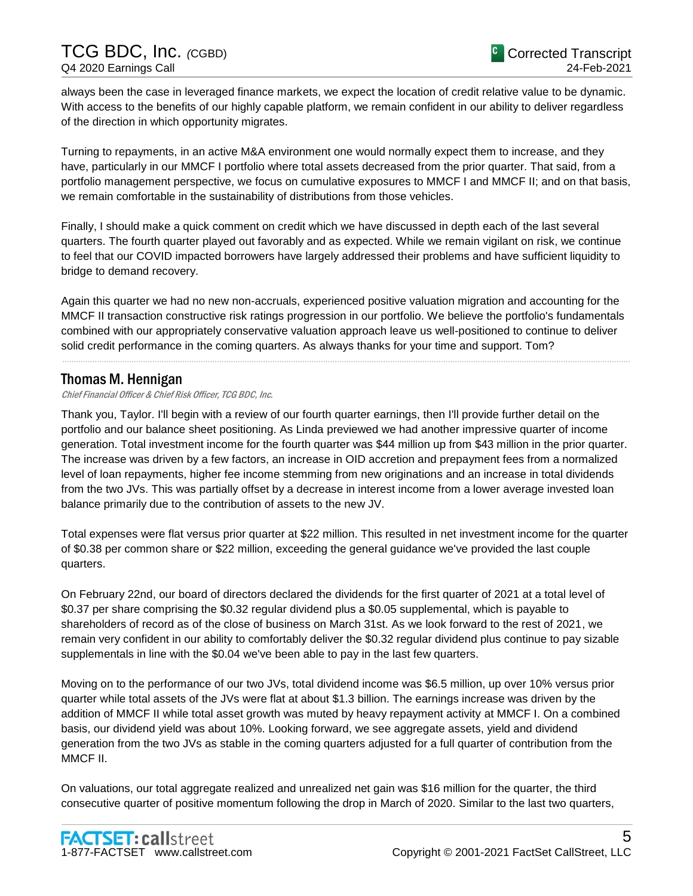always been the case in leveraged finance markets, we expect the location of credit relative value to be dynamic. With access to the benefits of our highly capable platform, we remain confident in our ability to deliver regardless of the direction in which opportunity migrates.

Turning to repayments, in an active M&A environment one would normally expect them to increase, and they have, particularly in our MMCF I portfolio where total assets decreased from the prior quarter. That said, from a portfolio management perspective, we focus on cumulative exposures to MMCF I and MMCF II; and on that basis, we remain comfortable in the sustainability of distributions from those vehicles.

Finally, I should make a quick comment on credit which we have discussed in depth each of the last several quarters. The fourth quarter played out favorably and as expected. While we remain vigilant on risk, we continue to feel that our COVID impacted borrowers have largely addressed their problems and have sufficient liquidity to bridge to demand recovery.

Again this quarter we had no new non-accruals, experienced positive valuation migration and accounting for the MMCF II transaction constructive risk ratings progression in our portfolio. We believe the portfolio's fundamentals combined with our appropriately conservative valuation approach leave us well-positioned to continue to deliver solid credit performance in the coming quarters. As always thanks for your time and support. Tom?

---

## Thomas M. Hennigan

*Chief Financial Officer & Chief Risk Officer, TCG BDC, Inc.*

Thank you, Taylor. I'll begin with a review of our fourth quarter earnings, then I'll provide further detail on the portfolio and our balance sheet positioning. As Linda previewed we had another impressive quarter of income generation. Total investment income for the fourth quarter was $44 million up from $43 million in the prior quarter. The increase was driven by a few factors, an increase in OID accretion and prepayment fees from a normalized level of loan repayments, higher fee income stemming from new originations and an increase in total dividends from the two JVs. This was partially offset by a decrease in interest income from a lower average invested loan balance primarily due to the contribution of assets to the new JV.

Total expenses were flat versus prior quarter at $22 million. This resulted in net investment income for the quarter of $0.38 per common share or $22 million, exceeding the general guidance we've provided the last couple quarters.

On February 22nd, our board of directors declared the dividends for the first quarter of 2021 at a total level of $0.37 per share comprising the $0.32 regular dividend plus a $0.05 supplemental, which is payable to shareholders of record as of the close of business on March 31st. As we look forward to the rest of 2021, we remain very confident in our ability to comfortably deliver the $0.32 regular dividend plus continue to pay sizable supplementals in line with the $0.04 we've been able to pay in the last few quarters.

Moving on to the performance of our two JVs, total dividend income was $6.5 million, up over 10% versus prior quarter while total assets of the JVs were flat at about $1.3 billion. The earnings increase was driven by the addition of MMCF II while total asset growth was muted by heavy repayment activity at MMCF I. On a combined basis, our dividend yield was about 10%. Looking forward, we see aggregate assets, yield and dividend generation from the two JVs as stable in the coming quarters adjusted for a full quarter of contribution from the MMCF II.

On valuations, our total aggregate realized and unrealized net gain was $16 million for the quarter, the third consecutive quarter of positive momentum following the drop in March of 2020. Similar to the last two quarters,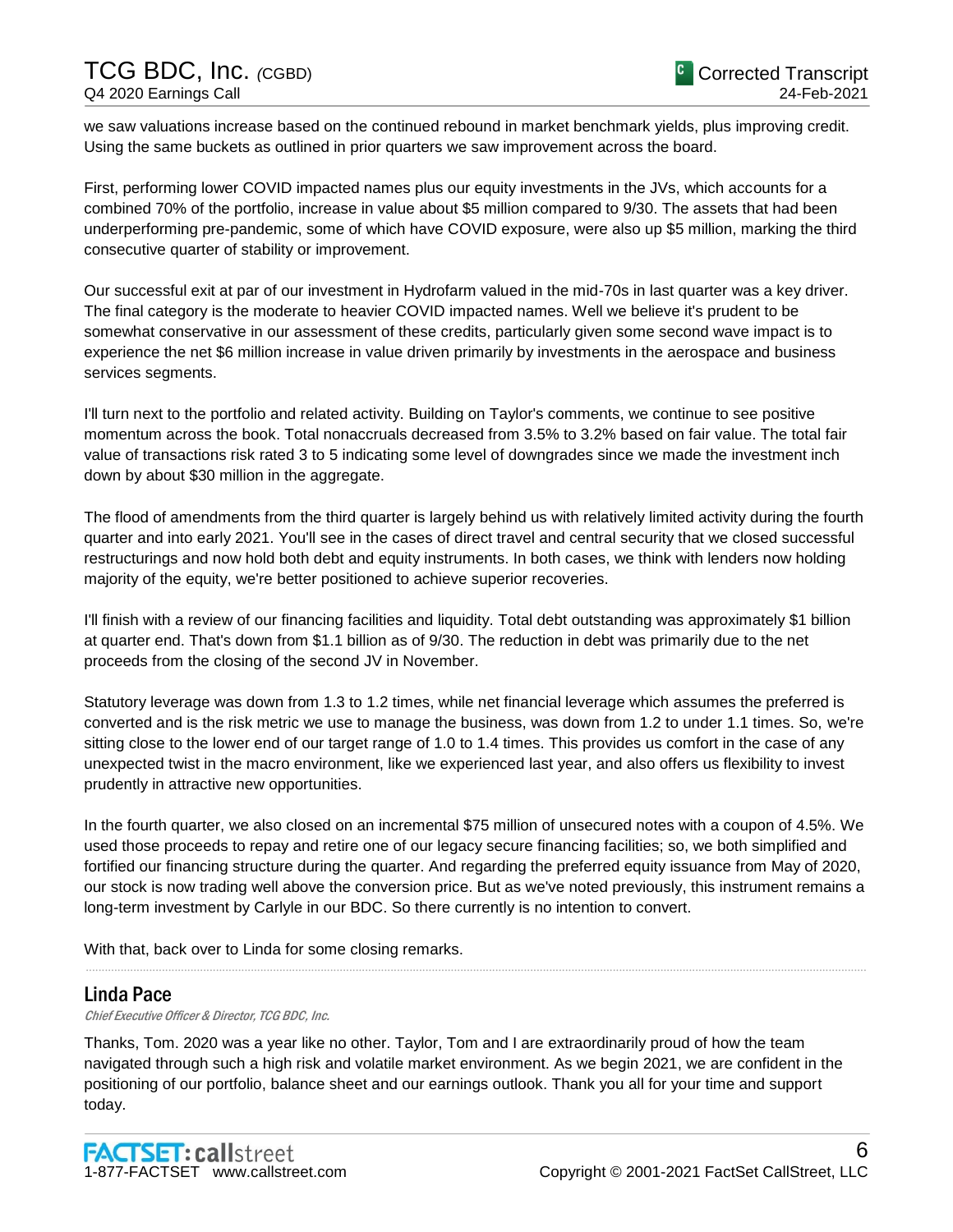we saw valuations increase based on the continued rebound in market benchmark yields, plus improving credit. Using the same buckets as outlined in prior quarters we saw improvement across the board.

First, performing lower COVID impacted names plus our equity investments in the JVs, which accounts for a combined 70% of the portfolio, increase in value about $5 million compared to 9/30. The assets that had been underperforming pre-pandemic, some of which have COVID exposure, were also up $5 million, marking the third consecutive quarter of stability or improvement.

Our successful exit at par of our investment in Hydrofarm valued in the mid-70s in last quarter was a key driver. The final category is the moderate to heavier COVID impacted names. Well we believe it's prudent to be somewhat conservative in our assessment of these credits, particularly given some second wave impact is to experience the net $6 million increase in value driven primarily by investments in the aerospace and business services segments.

I'll turn next to the portfolio and related activity. Building on Taylor's comments, we continue to see positive momentum across the book. Total nonaccruals decreased from 3.5% to 3.2% based on fair value. The total fair value of transactions risk rated 3 to 5 indicating some level of downgrades since we made the investment inch down by about $30 million in the aggregate.

The flood of amendments from the third quarter is largely behind us with relatively limited activity during the fourth quarter and into early 2021. You'll see in the cases of direct travel and central security that we closed successful restructurings and now hold both debt and equity instruments. In both cases, we think with lenders now holding majority of the equity, we're better positioned to achieve superior recoveries.

I'll finish with a review of our financing facilities and liquidity. Total debt outstanding was approximately $1 billion at quarter end. That's down from $1.1 billion as of 9/30. The reduction in debt was primarily due to the net proceeds from the closing of the second JV in November.

Statutory leverage was down from 1.3 to 1.2 times, while net financial leverage which assumes the preferred is converted and is the risk metric we use to manage the business, was down from 1.2 to under 1.1 times. So, we're sitting close to the lower end of our target range of 1.0 to 1.4 times. This provides us comfort in the case of any unexpected twist in the macro environment, like we experienced last year, and also offers us flexibility to invest prudently in attractive new opportunities.

In the fourth quarter, we also closed on an incremental $75 million of unsecured notes with a coupon of 4.5%. We used those proceeds to repay and retire one of our legacy secure financing facilities; so, we both simplified and fortified our financing structure during the quarter. And regarding the preferred equity issuance from May of 2020, our stock is now trading well above the conversion price. But as we've noted previously, this instrument remains a long-term investment by Carlyle in our BDC. So there currently is no intention to convert.

With that, back over to Linda for some closing remarks.

---

## Linda Pace

*Chief Executive Officer & Director, TCG BDC, Inc.*

Thanks, Tom. 2020 was a year like no other. Taylor, Tom and I are extraordinarily proud of how the team navigated through such a high risk and volatile market environment. As we begin 2021, we are confident in the positioning of our portfolio, balance sheet and our earnings outlook. Thank you all for your time and support today.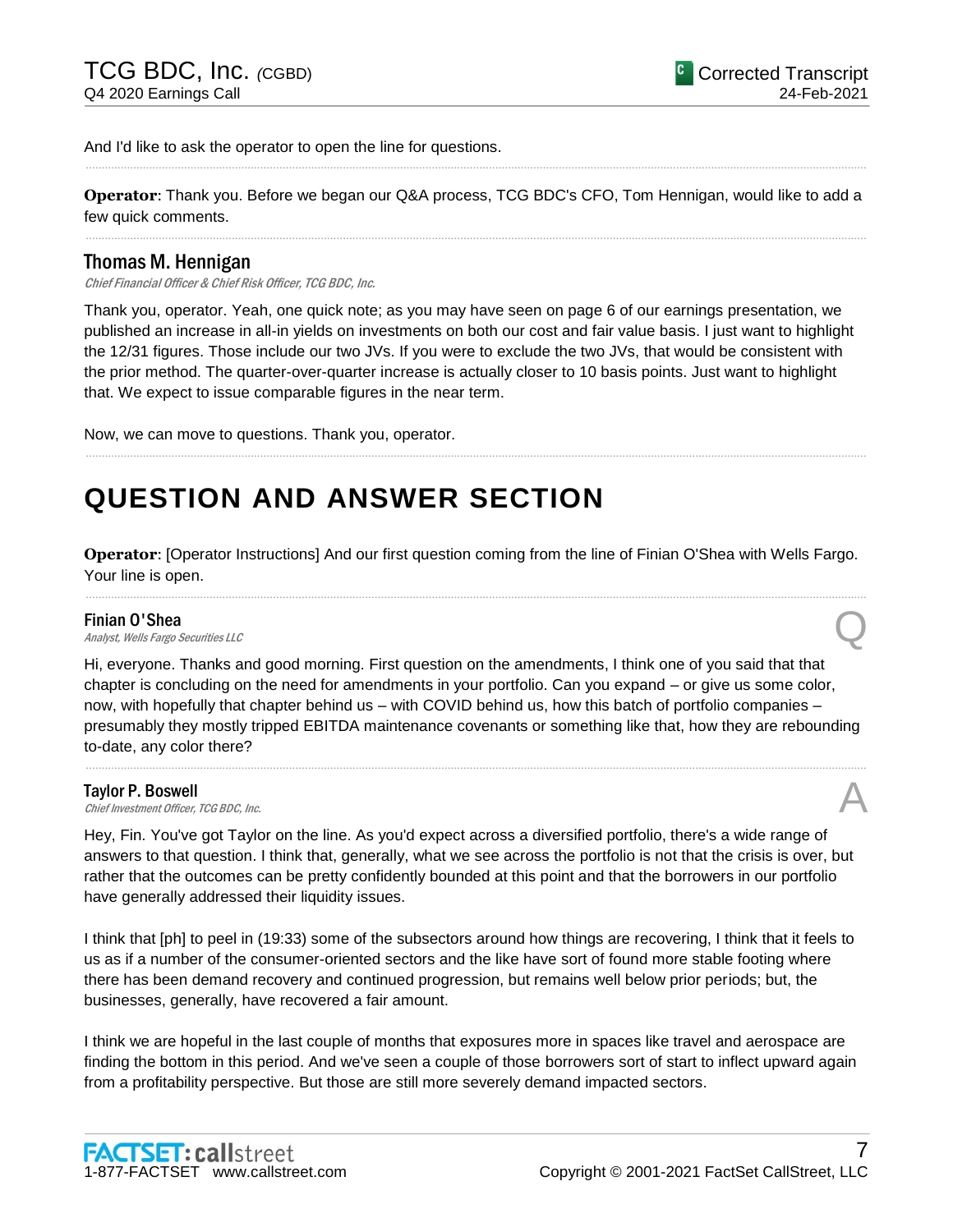And I'd like to ask the operator to open the line for questions.

---

**Operator**: Thank you. Before we began our Q&A process, TCG BDC's CFO, Tom Hennigan, would like to add a few quick comments.

---

### Thomas M. Hennigan
*Chief Financial Officer & Chief Risk Officer, TCG BDC, Inc.*

Thank you, operator. Yeah, one quick note; as you may have seen on page 6 of our earnings presentation, we published an increase in all-in yields on investments on both our cost and fair value basis. I just want to highlight the 12/31 figures. Those include our two JVs. If you were to exclude the two JVs, that would be consistent with the prior method. The quarter-over-quarter increase is actually closer to 10 basis points. Just want to highlight that. We expect to issue comparable figures in the near term.

Now, we can move to questions. Thank you, operator.

---

# QUESTION AND ANSWER SECTION

**Operator**: [Operator Instructions] And our first question coming from the line of Finian O'Shea with Wells Fargo. Your line is open.

---

### Finian O'Shea
*Analyst, Wells Fargo Securities LLC*

Q

Hi, everyone. Thanks and good morning. First question on the amendments, I think one of you said that that chapter is concluding on the need for amendments in your portfolio. Can you expand – or give us some color, now, with hopefully that chapter behind us – with COVID behind us, how this batch of portfolio companies – presumably they mostly tripped EBITDA maintenance covenants or something like that, how they are rebounding to-date, any color there?

---

### Taylor P. Boswell
*Chief Investment Officer, TCG BDC, Inc.*

A

Hey, Fin. You've got Taylor on the line. As you'd expect across a diversified portfolio, there's a wide range of answers to that question. I think that, generally, what we see across the portfolio is not that the crisis is over, but rather that the outcomes can be pretty confidently bounded at this point and that the borrowers in our portfolio have generally addressed their liquidity issues.

I think that [ph] to peel in (19:33) some of the subsectors around how things are recovering, I think that it feels to us as if a number of the consumer-oriented sectors and the like have sort of found more stable footing where there has been demand recovery and continued progression, but remains well below prior periods; but, the businesses, generally, have recovered a fair amount.

I think we are hopeful in the last couple of months that exposures more in spaces like travel and aerospace are finding the bottom in this period. And we've seen a couple of those borrowers sort of start to inflect upward again from a profitability perspective. But those are still more severely demand impacted sectors.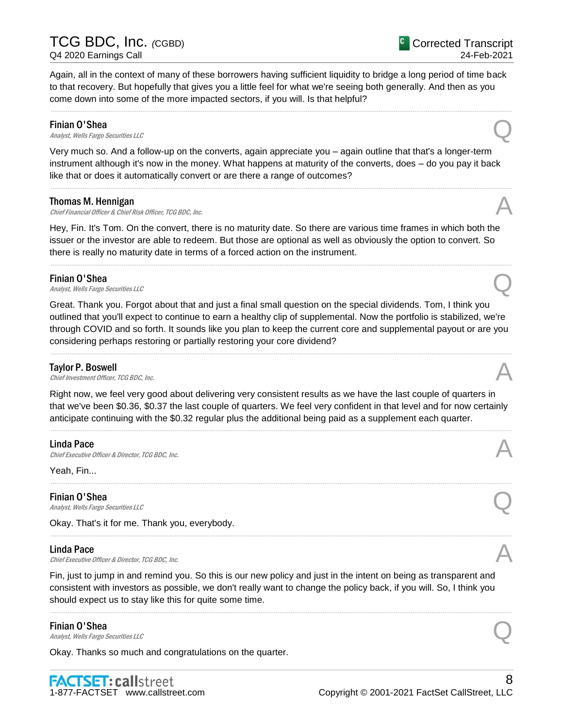Again, all in the context of many of these borrowers having sufficient liquidity to bridge a long period of time back to that recovery. But hopefully that gives you a little feel for what we're seeing both generally. And then as you come down into some of the more impacted sectors, if you will. Is that helpful?

---

**Finian O'Shea**
*Analyst, Wells Fargo Securities LLC* — Q

Very much so. And a follow-up on the converts, again appreciate you – again outline that that's a longer-term instrument although it's now in the money. What happens at maturity of the converts, does – do you pay it back like that or does it automatically convert or are there a range of outcomes?

---

**Thomas M. Hennigan**
*Chief Financial Officer & Chief Risk Officer, TCG BDC, Inc.* — A

Hey, Fin. It's Tom. On the convert, there is no maturity date. So there are various time frames in which both the issuer or the investor are able to redeem. But those are optional as well as obviously the option to convert. So there is really no maturity date in terms of a forced action on the instrument.

---

**Finian O'Shea**
*Analyst, Wells Fargo Securities LLC* — Q

Great. Thank you. Forgot about that and just a final small question on the special dividends. Tom, I think you outlined that you'll expect to continue to earn a healthy clip of supplemental. Now the portfolio is stabilized, we're through COVID and so forth. It sounds like you plan to keep the current core and supplemental payout or are you considering perhaps restoring or partially restoring your core dividend?

---

**Taylor P. Boswell**
*Chief Investment Officer, TCG BDC, Inc.* — A

Right now, we feel very good about delivering very consistent results as we have the last couple of quarters in that we've been $0.36, $0.37 the last couple of quarters. We feel very confident in that level and for now certainly anticipate continuing with the $0.32 regular plus the additional being paid as a supplement each quarter.

---

**Linda Pace**
*Chief Executive Officer & Director, TCG BDC, Inc.* — A

Yeah, Fin...

---

**Finian O'Shea**
*Analyst, Wells Fargo Securities LLC* — Q

Okay. That's it for me. Thank you, everybody.

---

**Linda Pace**
*Chief Executive Officer & Director, TCG BDC, Inc.* — A

Fin, just to jump in and remind you. So this is our new policy and just in the intent on being as transparent and consistent with investors as possible, we don't really want to change the policy back, if you will. So, I think you should expect us to stay like this for quite some time.

---

**Finian O'Shea**
*Analyst, Wells Fargo Securities LLC* — Q

Okay. Thanks so much and congratulations on the quarter.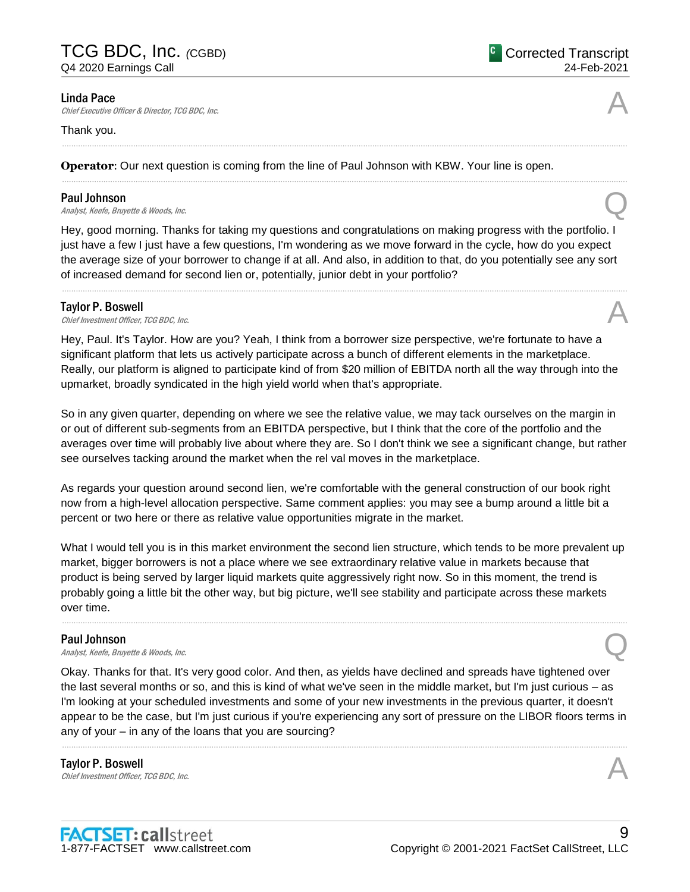**Linda Pace**
*Chief Executive Officer & Director, TCG BDC, Inc.*

A

Thank you.

---

**Operator**: Our next question is coming from the line of Paul Johnson with KBW. Your line is open.

---

**Paul Johnson**
*Analyst, Keefe, Bruyette & Woods, Inc.*

Q

Hey, good morning. Thanks for taking my questions and congratulations on making progress with the portfolio. I just have a few I just have a few questions, I'm wondering as we move forward in the cycle, how do you expect the average size of your borrower to change if at all. And also, in addition to that, do you potentially see any sort of increased demand for second lien or, potentially, junior debt in your portfolio?

---

**Taylor P. Boswell**
*Chief Investment Officer, TCG BDC, Inc.*

A

Hey, Paul. It's Taylor. How are you? Yeah, I think from a borrower size perspective, we're fortunate to have a significant platform that lets us actively participate across a bunch of different elements in the marketplace. Really, our platform is aligned to participate kind of from $20 million of EBITDA north all the way through into the upmarket, broadly syndicated in the high yield world when that's appropriate.

So in any given quarter, depending on where we see the relative value, we may tack ourselves on the margin in or out of different sub-segments from an EBITDA perspective, but I think that the core of the portfolio and the averages over time will probably live about where they are. So I don't think we see a significant change, but rather see ourselves tacking around the market when the rel val moves in the marketplace.

As regards your question around second lien, we're comfortable with the general construction of our book right now from a high-level allocation perspective. Same comment applies: you may see a bump around a little bit a percent or two here or there as relative value opportunities migrate in the market.

What I would tell you is in this market environment the second lien structure, which tends to be more prevalent up market, bigger borrowers is not a place where we see extraordinary relative value in markets because that product is being served by larger liquid markets quite aggressively right now. So in this moment, the trend is probably going a little bit the other way, but big picture, we'll see stability and participate across these markets over time.

---

**Paul Johnson**
*Analyst, Keefe, Bruyette & Woods, Inc.*

Q

Okay. Thanks for that. It's very good color. And then, as yields have declined and spreads have tightened over the last several months or so, and this is kind of what we've seen in the middle market, but I'm just curious – as I'm looking at your scheduled investments and some of your new investments in the previous quarter, it doesn't appear to be the case, but I'm just curious if you're experiencing any sort of pressure on the LIBOR floors terms in any of your – in any of the loans that you are sourcing?

---

**Taylor P. Boswell**
*Chief Investment Officer, TCG BDC, Inc.*

A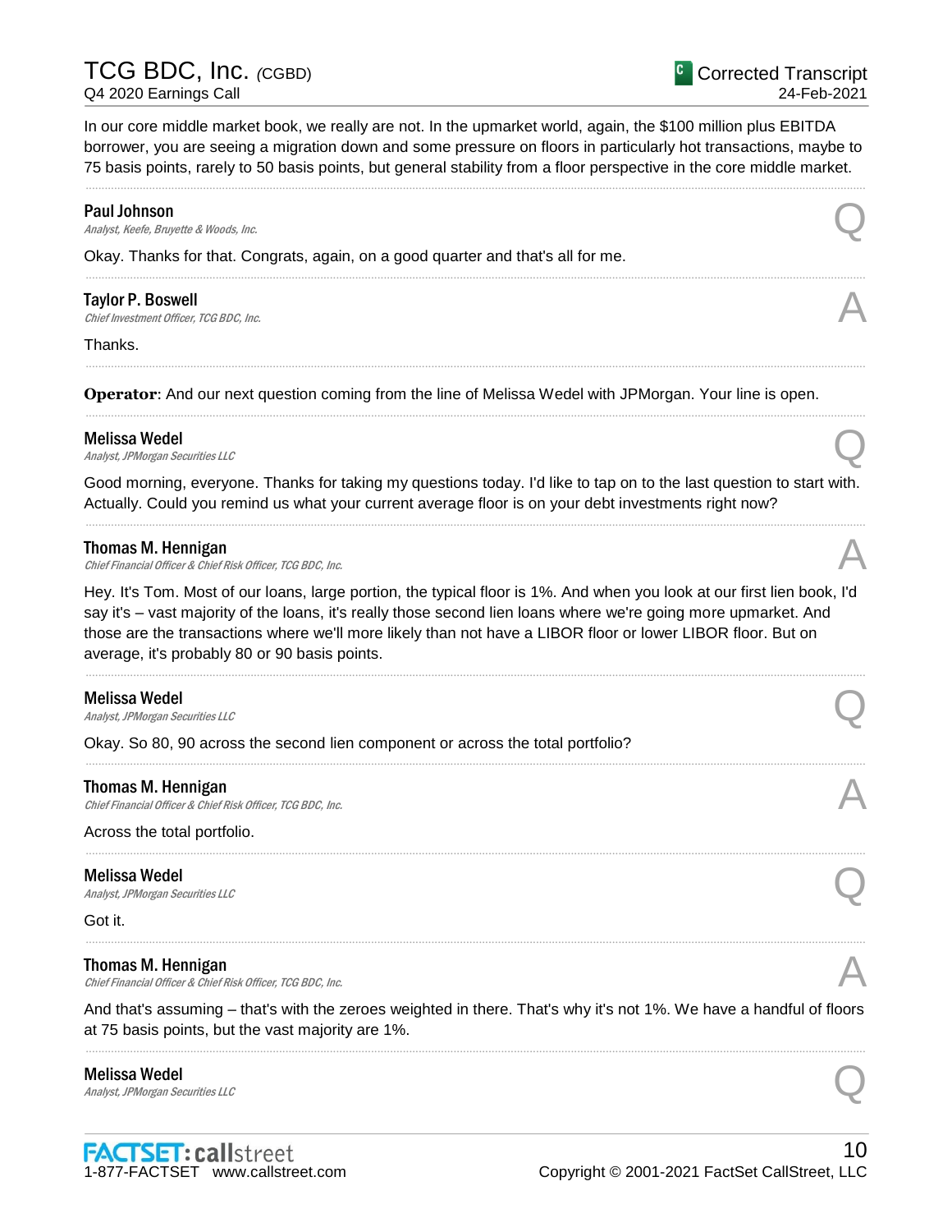In our core middle market book, we really are not. In the upmarket world, again, the $100 million plus EBITDA borrower, you are seeing a migration down and some pressure on floors in particularly hot transactions, maybe to 75 basis points, rarely to 50 basis points, but general stability from a floor perspective in the core middle market.

---

**Paul Johnson**
*Analyst, Keefe, Bruyette & Woods, Inc.*

Q

Okay. Thanks for that. Congrats, again, on a good quarter and that's all for me.

---

**Taylor P. Boswell**
*Chief Investment Officer, TCG BDC, Inc.*

A

Thanks.

---

**Operator**: And our next question coming from the line of Melissa Wedel with JPMorgan. Your line is open.

---

**Melissa Wedel**
*Analyst, JPMorgan Securities LLC*

Q

Good morning, everyone. Thanks for taking my questions today. I'd like to tap on to the last question to start with. Actually. Could you remind us what your current average floor is on your debt investments right now?

---

**Thomas M. Hennigan**
*Chief Financial Officer & Chief Risk Officer, TCG BDC, Inc.*

A

Hey. It's Tom. Most of our loans, large portion, the typical floor is 1%. And when you look at our first lien book, I'd say it's – vast majority of the loans, it's really those second lien loans where we're going more upmarket. And those are the transactions where we'll more likely than not have a LIBOR floor or lower LIBOR floor. But on average, it's probably 80 or 90 basis points.

---

**Melissa Wedel**
*Analyst, JPMorgan Securities LLC*

Q

Okay. So 80, 90 across the second lien component or across the total portfolio?

---

**Thomas M. Hennigan**
*Chief Financial Officer & Chief Risk Officer, TCG BDC, Inc.*

A

Across the total portfolio.

---

**Melissa Wedel**
*Analyst, JPMorgan Securities LLC*

Q

Got it.

---

**Thomas M. Hennigan**
*Chief Financial Officer & Chief Risk Officer, TCG BDC, Inc.*

A

And that's assuming – that's with the zeroes weighted in there. That's why it's not 1%. We have a handful of floors at 75 basis points, but the vast majority are 1%.

---

**Melissa Wedel**
*Analyst, JPMorgan Securities LLC*

Q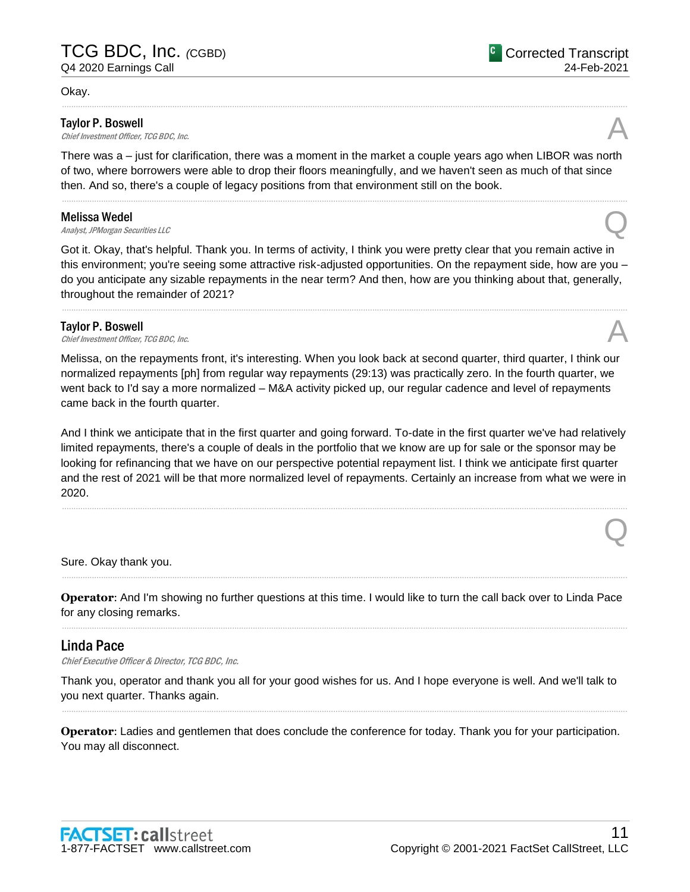Okay.

---

**Taylor P. Boswell**
*Chief Investment Officer, TCG BDC, Inc.*

A

There was a – just for clarification, there was a moment in the market a couple years ago when LIBOR was north of two, where borrowers were able to drop their floors meaningfully, and we haven't seen as much of that since then. And so, there's a couple of legacy positions from that environment still on the book.

---

**Melissa Wedel**
*Analyst, JPMorgan Securities LLC*

Q

Got it. Okay, that's helpful. Thank you. In terms of activity, I think you were pretty clear that you remain active in this environment; you're seeing some attractive risk-adjusted opportunities. On the repayment side, how are you – do you anticipate any sizable repayments in the near term? And then, how are you thinking about that, generally, throughout the remainder of 2021?

---

**Taylor P. Boswell**
*Chief Investment Officer, TCG BDC, Inc.*

A

Melissa, on the repayments front, it's interesting. When you look back at second quarter, third quarter, I think our normalized repayments [ph] from regular way repayments (29:13) was practically zero. In the fourth quarter, we went back to I'd say a more normalized – M&A activity picked up, our regular cadence and level of repayments came back in the fourth quarter.

And I think we anticipate that in the first quarter and going forward. To-date in the first quarter we've had relatively limited repayments, there's a couple of deals in the portfolio that we know are up for sale or the sponsor may be looking for refinancing that we have on our perspective potential repayment list. I think we anticipate first quarter and the rest of 2021 will be that more normalized level of repayments. Certainly an increase from what we were in 2020.

---

Q

Sure. Okay thank you.

---

**Operator**: And I'm showing no further questions at this time. I would like to turn the call back over to Linda Pace for any closing remarks.

---

## Linda Pace

*Chief Executive Officer & Director, TCG BDC, Inc.*

Thank you, operator and thank you all for your good wishes for us. And I hope everyone is well. And we'll talk to you next quarter. Thanks again.

---

**Operator**: Ladies and gentlemen that does conclude the conference for today. Thank you for your participation. You may all disconnect.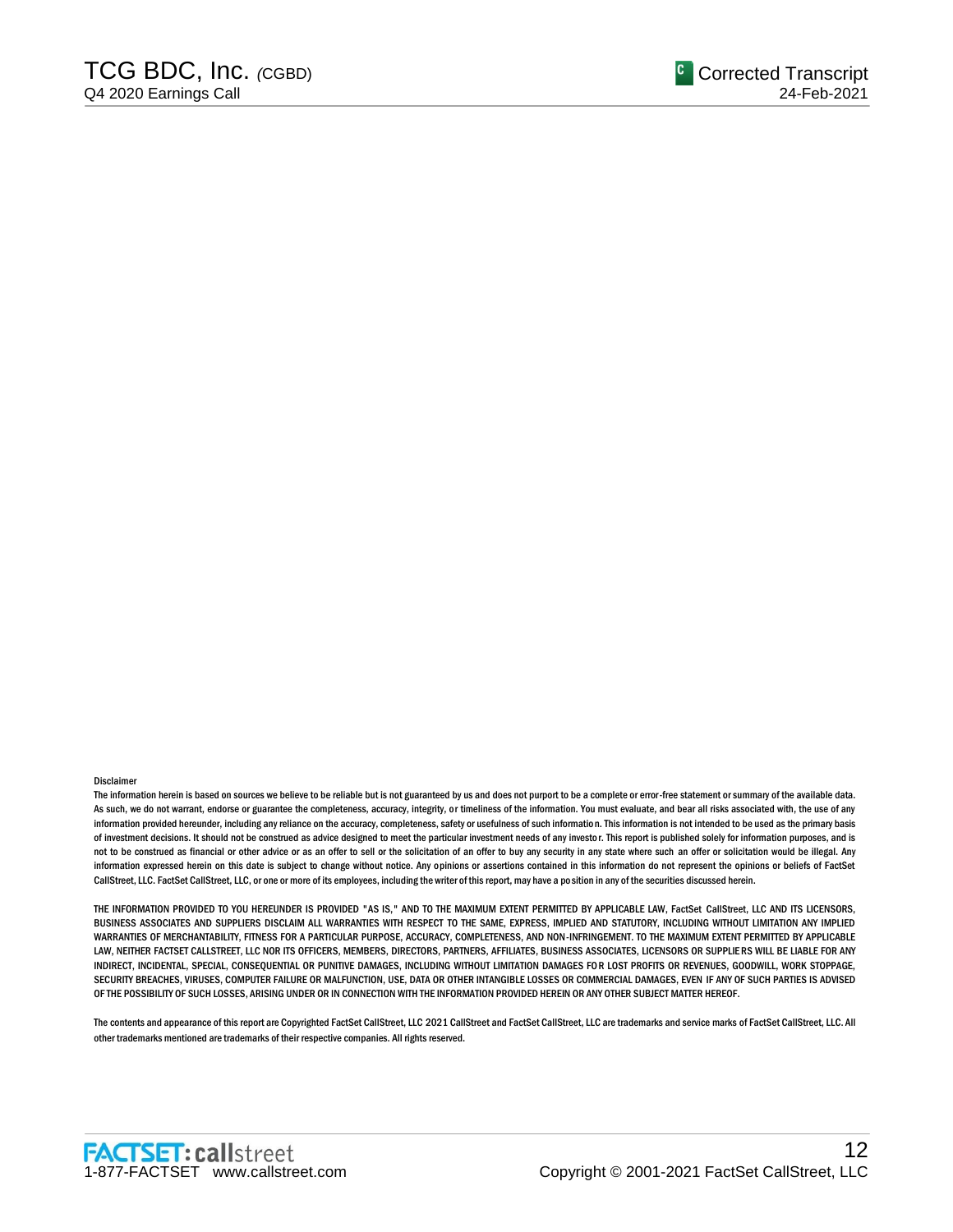Disclaimer

The information herein is based on sources we believe to be reliable but is not guaranteed by us and does not purport to be a complete or error-free statement or summary of the available data. As such, we do not warrant, endorse or guarantee the completeness, accuracy, integrity, or timeliness of the information. You must evaluate, and bear all risks associated with, the use of any information provided hereunder, including any reliance on the accuracy, completeness, safety or usefulness of such information. This information is not intended to be used as the primary basis of investment decisions. It should not be construed as advice designed to meet the particular investment needs of any investor. This report is published solely for information purposes, and is not to be construed as financial or other advice or as an offer to sell or the solicitation of an offer to buy any security in any state where such an offer or solicitation would be illegal. Any information expressed herein on this date is subject to change without notice. Any opinions or assertions contained in this information do not represent the opinions or beliefs of FactSet CallStreet, LLC. FactSet CallStreet, LLC, or one or more of its employees, including the writer of this report, may have a position in any of the securities discussed herein.

THE INFORMATION PROVIDED TO YOU HEREUNDER IS PROVIDED "AS IS," AND TO THE MAXIMUM EXTENT PERMITTED BY APPLICABLE LAW, FactSet CallStreet, LLC AND ITS LICENSORS, BUSINESS ASSOCIATES AND SUPPLIERS DISCLAIM ALL WARRANTIES WITH RESPECT TO THE SAME, EXPRESS, IMPLIED AND STATUTORY, INCLUDING WITHOUT LIMITATION ANY IMPLIED WARRANTIES OF MERCHANTABILITY, FITNESS FOR A PARTICULAR PURPOSE, ACCURACY, COMPLETENESS, AND NON-INFRINGEMENT. TO THE MAXIMUM EXTENT PERMITTED BY APPLICABLE LAW, NEITHER FACTSET CALLSTREET, LLC NOR ITS OFFICERS, MEMBERS, DIRECTORS, PARTNERS, AFFILIATES, BUSINESS ASSOCIATES, LICENSORS OR SUPPLIERS WILL BE LIABLE FOR ANY INDIRECT, INCIDENTAL, SPECIAL, CONSEQUENTIAL OR PUNITIVE DAMAGES, INCLUDING WITHOUT LIMITATION DAMAGES FOR LOST PROFITS OR REVENUES, GOODWILL, WORK STOPPAGE, SECURITY BREACHES, VIRUSES, COMPUTER FAILURE OR MALFUNCTION, USE, DATA OR OTHER INTANGIBLE LOSSES OR COMMERCIAL DAMAGES, EVEN IF ANY OF SUCH PARTIES IS ADVISED OF THE POSSIBILITY OF SUCH LOSSES, ARISING UNDER OR IN CONNECTION WITH THE INFORMATION PROVIDED HEREIN OR ANY OTHER SUBJECT MATTER HEREOF.

The contents and appearance of this report are Copyrighted FactSet CallStreet, LLC 2021 CallStreet and FactSet CallStreet, LLC are trademarks and service marks of FactSet CallStreet, LLC. All other trademarks mentioned are trademarks of their respective companies. All rights reserved.